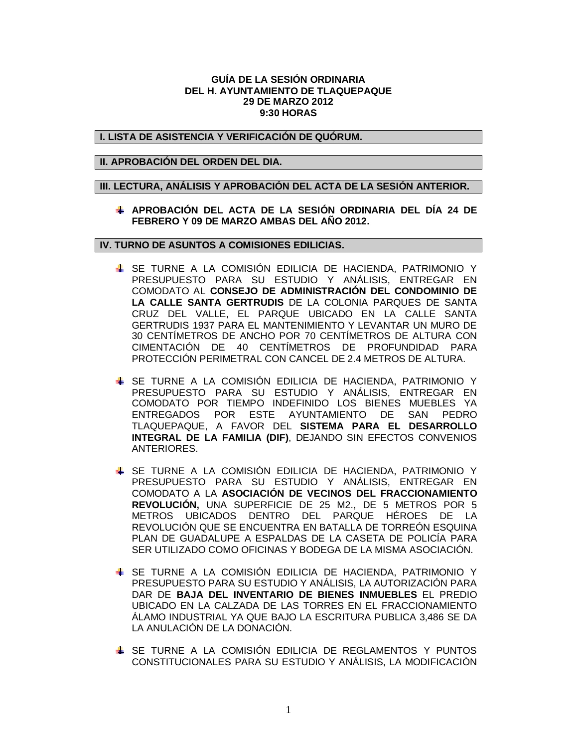**GUÍA DE LA SESIÓN ORDINARIA**
**DEL H. AYUNTAMIENTO DE TLAQUEPAQUE**
**29 DE MARZO 2012**
**9:30 HORAS**

## I. LISTA DE ASISTENCIA Y VERIFICACIÓN DE QUÓRUM.

## II. APROBACIÓN DEL ORDEN DEL DIA.

## III. LECTURA, ANÁLISIS Y APROBACIÓN DEL ACTA DE LA SESIÓN ANTERIOR.

- **APROBACIÓN DEL ACTA DE LA SESIÓN ORDINARIA DEL DÍA 24 DE FEBRERO Y 09 DE MARZO AMBAS DEL AÑO 2012.**

## IV. TURNO DE ASUNTOS A COMISIONES EDILICIAS.

- SE TURNE A LA COMISIÓN EDILICIA DE HACIENDA, PATRIMONIO Y PRESUPUESTO PARA SU ESTUDIO Y ANÁLISIS, ENTREGAR EN COMODATO AL **CONSEJO DE ADMINISTRACIÓN DEL CONDOMINIO DE LA CALLE SANTA GERTRUDIS** DE LA COLONIA PARQUES DE SANTA CRUZ DEL VALLE, EL PARQUE UBICADO EN LA CALLE SANTA GERTRUDIS 1937 PARA EL MANTENIMIENTO Y LEVANTAR UN MURO DE 30 CENTÍMETROS DE ANCHO POR 70 CENTÍMETROS DE ALTURA CON CIMENTACIÓN DE 40 CENTÍMETROS DE PROFUNDIDAD PARA PROTECCIÓN PERIMETRAL CON CANCEL DE 2.4 METROS DE ALTURA.

- SE TURNE A LA COMISIÓN EDILICIA DE HACIENDA, PATRIMONIO Y PRESUPUESTO PARA SU ESTUDIO Y ANÁLISIS, ENTREGAR EN COMODATO POR TIEMPO INDEFINIDO LOS BIENES MUEBLES YA ENTREGADOS POR ESTE AYUNTAMIENTO DE SAN PEDRO TLAQUEPAQUE, A FAVOR DEL **SISTEMA PARA EL DESARROLLO INTEGRAL DE LA FAMILIA (DIF)**, DEJANDO SIN EFECTOS CONVENIOS ANTERIORES.

- SE TURNE A LA COMISIÓN EDILICIA DE HACIENDA, PATRIMONIO Y PRESUPUESTO PARA SU ESTUDIO Y ANÁLISIS, ENTREGAR EN COMODATO A LA **ASOCIACIÓN DE VECINOS DEL FRACCIONAMIENTO REVOLUCIÓN,** UNA SUPERFICIE DE 25 M2., DE 5 METROS POR 5 METROS UBICADOS DENTRO DEL PARQUE HÉROES DE LA REVOLUCIÓN QUE SE ENCUENTRA EN BATALLA DE TORREÓN ESQUINA PLAN DE GUADALUPE A ESPALDAS DE LA CASETA DE POLICÍA PARA SER UTILIZADO COMO OFICINAS Y BODEGA DE LA MISMA ASOCIACIÓN.

- SE TURNE A LA COMISIÓN EDILICIA DE HACIENDA, PATRIMONIO Y PRESUPUESTO PARA SU ESTUDIO Y ANÁLISIS, LA AUTORIZACIÓN PARA DAR DE **BAJA DEL INVENTARIO DE BIENES INMUEBLES** EL PREDIO UBICADO EN LA CALZADA DE LAS TORRES EN EL FRACCIONAMIENTO ÁLAMO INDUSTRIAL YA QUE BAJO LA ESCRITURA PUBLICA 3,486 SE DA LA ANULACIÓN DE LA DONACIÓN.

- SE TURNE A LA COMISIÓN EDILICIA DE REGLAMENTOS Y PUNTOS CONSTITUCIONALES PARA SU ESTUDIO Y ANÁLISIS, LA MODIFICACIÓN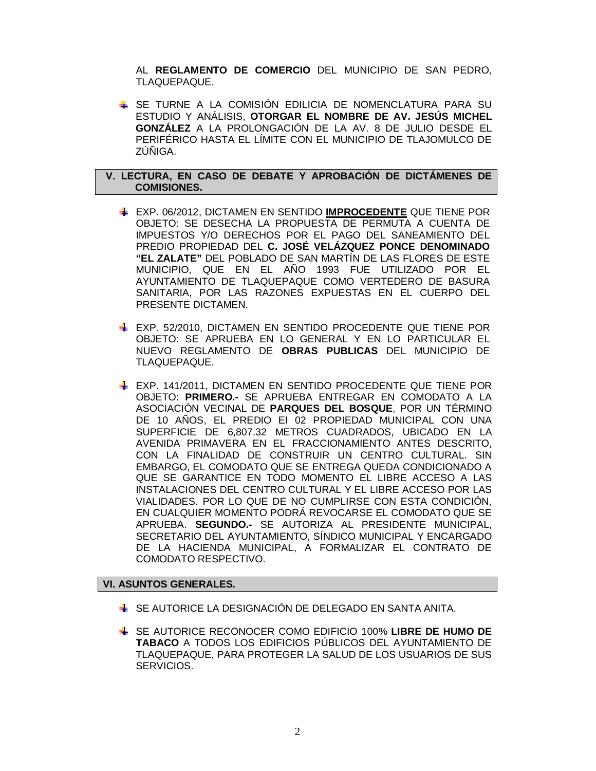AL **REGLAMENTO DE COMERCIO** DEL MUNICIPIO DE SAN PEDRO, TLAQUEPAQUE.

- SE TURNE A LA COMISIÓN EDILICIA DE NOMENCLATURA PARA SU ESTUDIO Y ANÁLISIS, **OTORGAR EL NOMBRE DE AV. JESÚS MICHEL GONZÁLEZ** A LA PROLONGACIÓN DE LA AV. 8 DE JULIO DESDE EL PERIFÉRICO HASTA EL LÍMITE CON EL MUNICIPIO DE TLAJOMULCO DE ZÚÑIGA.

## V. LECTURA, EN CASO DE DEBATE Y APROBACIÓN DE DICTÁMENES DE COMISIONES.

- EXP. 06/2012, DICTAMEN EN SENTIDO **IMPROCEDENTE** QUE TIENE POR OBJETO: SE DESECHA LA PROPUESTA DE PERMUTA A CUENTA DE IMPUESTOS Y/O DERECHOS POR EL PAGO DEL SANEAMIENTO DEL PREDIO PROPIEDAD DEL **C. JOSÉ VELÁZQUEZ PONCE DENOMINADO "EL ZALATE"** DEL POBLADO DE SAN MARTÍN DE LAS FLORES DE ESTE MUNICIPIO, QUE EN EL AÑO 1993 FUE UTILIZADO POR EL AYUNTAMIENTO DE TLAQUEPAQUE COMO VERTEDERO DE BASURA SANITARIA, POR LAS RAZONES EXPUESTAS EN EL CUERPO DEL PRESENTE DICTAMEN.

- EXP. 52/2010, DICTAMEN EN SENTIDO PROCEDENTE QUE TIENE POR OBJETO: SE APRUEBA EN LO GENERAL Y EN LO PARTICULAR EL NUEVO REGLAMENTO DE **OBRAS PUBLICAS** DEL MUNICIPIO DE TLAQUEPAQUE.

- EXP. 141/2011, DICTAMEN EN SENTIDO PROCEDENTE QUE TIENE POR OBJETO: **PRIMERO.-** SE APRUEBA ENTREGAR EN COMODATO A LA ASOCIACIÓN VECINAL DE **PARQUES DEL BOSQUE**, POR UN TÉRMINO DE 10 AÑOS, EL PREDIO EI 02 PROPIEDAD MUNICIPAL CON UNA SUPERFICIE DE 6,807.32 METROS CUADRADOS, UBICADO EN LA AVENIDA PRIMAVERA EN EL FRACCIONAMIENTO ANTES DESCRITO, CON LA FINALIDAD DE CONSTRUIR UN CENTRO CULTURAL. SIN EMBARGO, EL COMODATO QUE SE ENTREGA QUEDA CONDICIONADO A QUE SE GARANTICE EN TODO MOMENTO EL LIBRE ACCESO A LAS INSTALACIONES DEL CENTRO CULTURAL Y EL LIBRE ACCESO POR LAS VIALIDADES. POR LO QUE DE NO CUMPLIRSE CON ESTA CONDICIÓN, EN CUALQUIER MOMENTO PODRÁ REVOCARSE EL COMODATO QUE SE APRUEBA. **SEGUNDO.-** SE AUTORIZA AL PRESIDENTE MUNICIPAL, SECRETARIO DEL AYUNTAMIENTO, SÍNDICO MUNICIPAL Y ENCARGADO DE LA HACIENDA MUNICIPAL, A FORMALIZAR EL CONTRATO DE COMODATO RESPECTIVO.

## VI. ASUNTOS GENERALES.

- SE AUTORICE LA DESIGNACIÓN DE DELEGADO EN SANTA ANITA.

- SE AUTORICE RECONOCER COMO EDIFICIO 100% **LIBRE DE HUMO DE TABACO** A TODOS LOS EDIFICIOS PÚBLICOS DEL AYUNTAMIENTO DE TLAQUEPAQUE, PARA PROTEGER LA SALUD DE LOS USUARIOS DE SUS SERVICIOS.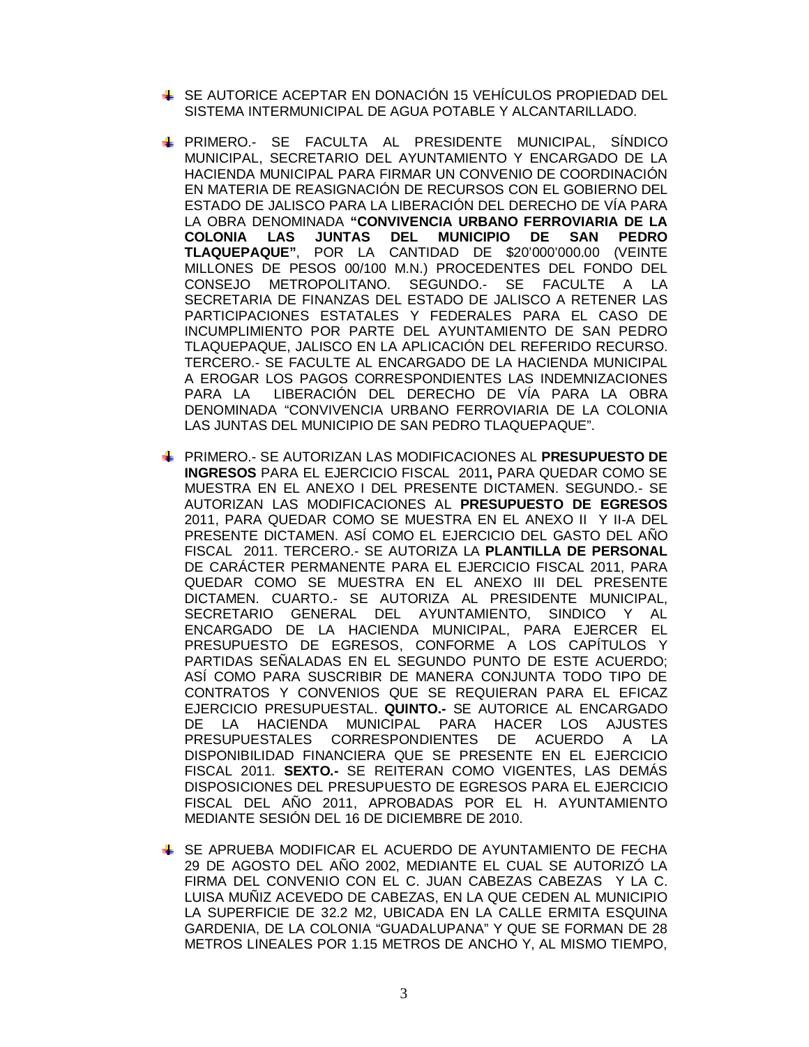- SE AUTORICE ACEPTAR EN DONACIÓN 15 VEHÍCULOS PROPIEDAD DEL SISTEMA INTERMUNICIPAL DE AGUA POTABLE Y ALCANTARILLADO.

- PRIMERO.- SE FACULTA AL PRESIDENTE MUNICIPAL, SÍNDICO MUNICIPAL, SECRETARIO DEL AYUNTAMIENTO Y ENCARGADO DE LA HACIENDA MUNICIPAL PARA FIRMAR UN CONVENIO DE COORDINACIÓN EN MATERIA DE REASIGNACIÓN DE RECURSOS CON EL GOBIERNO DEL ESTADO DE JALISCO PARA LA LIBERACIÓN DEL DERECHO DE VÍA PARA LA OBRA DENOMINADA **"CONVIVENCIA URBANO FERROVIARIA DE LA COLONIA LAS JUNTAS DEL MUNICIPIO DE SAN PEDRO TLAQUEPAQUE"**, POR LA CANTIDAD DE $20'000'000.00 (VEINTE MILLONES DE PESOS 00/100 M.N.) PROCEDENTES DEL FONDO DEL CONSEJO METROPOLITANO. SEGUNDO.- SE FACULTE A LA SECRETARIA DE FINANZAS DEL ESTADO DE JALISCO A RETENER LAS PARTICIPACIONES ESTATALES Y FEDERALES PARA EL CASO DE INCUMPLIMIENTO POR PARTE DEL AYUNTAMIENTO DE SAN PEDRO TLAQUEPAQUE, JALISCO EN LA APLICACIÓN DEL REFERIDO RECURSO. TERCERO.- SE FACULTE AL ENCARGADO DE LA HACIENDA MUNICIPAL A EROGAR LOS PAGOS CORRESPONDIENTES LAS INDEMNIZACIONES PARA LA LIBERACIÓN DEL DERECHO DE VÍA PARA LA OBRA DENOMINADA "CONVIVENCIA URBANO FERROVIARIA DE LA COLONIA LAS JUNTAS DEL MUNICIPIO DE SAN PEDRO TLAQUEPAQUE".

- PRIMERO.- SE AUTORIZAN LAS MODIFICACIONES AL **PRESUPUESTO DE INGRESOS** PARA EL EJERCICIO FISCAL 2011**,** PARA QUEDAR COMO SE MUESTRA EN EL ANEXO I DEL PRESENTE DICTAMEN. SEGUNDO.- SE AUTORIZAN LAS MODIFICACIONES AL **PRESUPUESTO DE EGRESOS** 2011, PARA QUEDAR COMO SE MUESTRA EN EL ANEXO II Y II-A DEL PRESENTE DICTAMEN. ASÍ COMO EL EJERCICIO DEL GASTO DEL AÑO FISCAL 2011. TERCERO.- SE AUTORIZA LA **PLANTILLA DE PERSONAL** DE CARÁCTER PERMANENTE PARA EL EJERCICIO FISCAL 2011, PARA QUEDAR COMO SE MUESTRA EN EL ANEXO III DEL PRESENTE DICTAMEN. CUARTO.- SE AUTORIZA AL PRESIDENTE MUNICIPAL, SECRETARIO GENERAL DEL AYUNTAMIENTO, SINDICO Y AL ENCARGADO DE LA HACIENDA MUNICIPAL, PARA EJERCER EL PRESUPUESTO DE EGRESOS, CONFORME A LOS CAPÍTULOS Y PARTIDAS SEÑALADAS EN EL SEGUNDO PUNTO DE ESTE ACUERDO; ASÍ COMO PARA SUSCRIBIR DE MANERA CONJUNTA TODO TIPO DE CONTRATOS Y CONVENIOS QUE SE REQUIERAN PARA EL EFICAZ EJERCICIO PRESUPUESTAL. **QUINTO.-** SE AUTORICE AL ENCARGADO DE LA HACIENDA MUNICIPAL PARA HACER LOS AJUSTES PRESUPUESTALES CORRESPONDIENTES DE ACUERDO A LA DISPONIBILIDAD FINANCIERA QUE SE PRESENTE EN EL EJERCICIO FISCAL 2011. **SEXTO.-** SE REITERAN COMO VIGENTES, LAS DEMÁS DISPOSICIONES DEL PRESUPUESTO DE EGRESOS PARA EL EJERCICIO FISCAL DEL AÑO 2011, APROBADAS POR EL H. AYUNTAMIENTO MEDIANTE SESIÓN DEL 16 DE DICIEMBRE DE 2010.

- SE APRUEBA MODIFICAR EL ACUERDO DE AYUNTAMIENTO DE FECHA 29 DE AGOSTO DEL AÑO 2002, MEDIANTE EL CUAL SE AUTORIZÓ LA FIRMA DEL CONVENIO CON EL C. JUAN CABEZAS CABEZAS Y LA C. LUISA MUÑIZ ACEVEDO DE CABEZAS, EN LA QUE CEDEN AL MUNICIPIO LA SUPERFICIE DE 32.2 M2, UBICADA EN LA CALLE ERMITA ESQUINA GARDENIA, DE LA COLONIA "GUADALUPANA" Y QUE SE FORMAN DE 28 METROS LINEALES POR 1.15 METROS DE ANCHO Y, AL MISMO TIEMPO,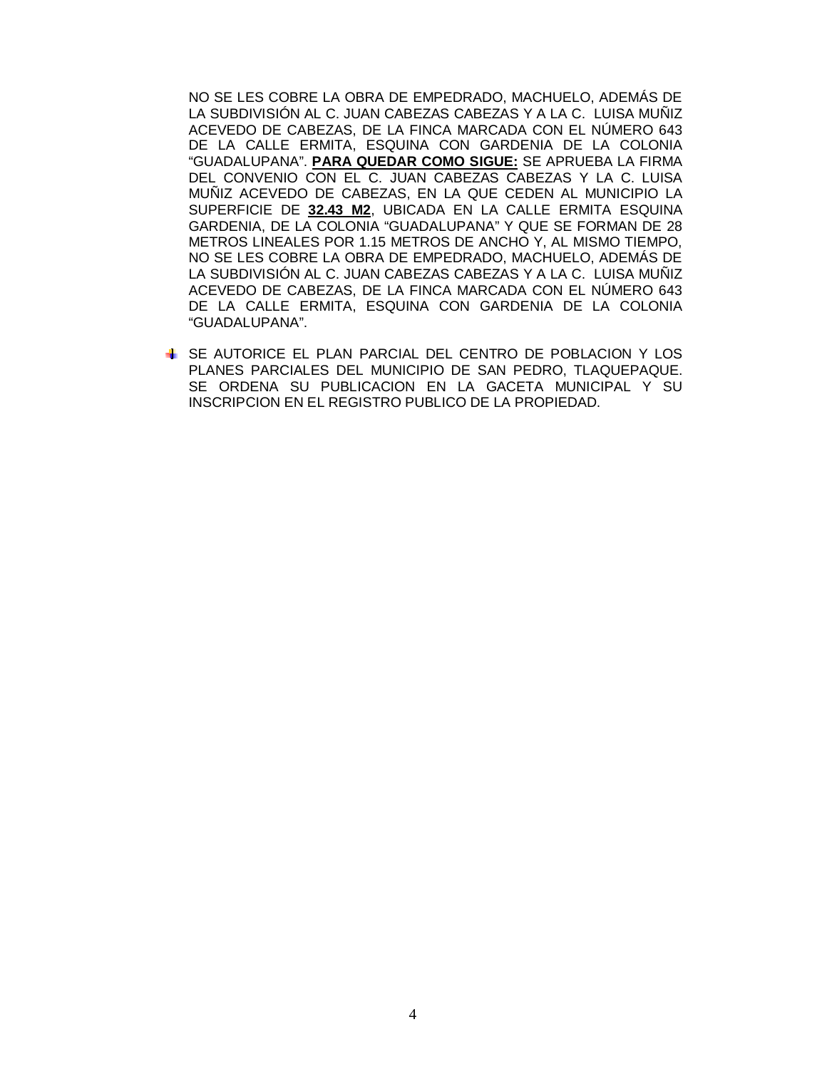NO SE LES COBRE LA OBRA DE EMPEDRADO, MACHUELO, ADEMÁS DE LA SUBDIVISIÓN AL C. JUAN CABEZAS CABEZAS Y A LA C. LUISA MUÑIZ ACEVEDO DE CABEZAS, DE LA FINCA MARCADA CON EL NÚMERO 643 DE LA CALLE ERMITA, ESQUINA CON GARDENIA DE LA COLONIA "GUADALUPANA". **PARA QUEDAR COMO SIGUE:** SE APRUEBA LA FIRMA DEL CONVENIO CON EL C. JUAN CABEZAS CABEZAS Y LA C. LUISA MUÑIZ ACEVEDO DE CABEZAS, EN LA QUE CEDEN AL MUNICIPIO LA SUPERFICIE DE **32.43 M2**, UBICADA EN LA CALLE ERMITA ESQUINA GARDENIA, DE LA COLONIA "GUADALUPANA" Y QUE SE FORMAN DE 28 METROS LINEALES POR 1.15 METROS DE ANCHO Y, AL MISMO TIEMPO, NO SE LES COBRE LA OBRA DE EMPEDRADO, MACHUELO, ADEMÁS DE LA SUBDIVISIÓN AL C. JUAN CABEZAS CABEZAS Y A LA C. LUISA MUÑIZ ACEVEDO DE CABEZAS, DE LA FINCA MARCADA CON EL NÚMERO 643 DE LA CALLE ERMITA, ESQUINA CON GARDENIA DE LA COLONIA "GUADALUPANA".

- SE AUTORICE EL PLAN PARCIAL DEL CENTRO DE POBLACION Y LOS PLANES PARCIALES DEL MUNICIPIO DE SAN PEDRO, TLAQUEPAQUE. SE ORDENA SU PUBLICACION EN LA GACETA MUNICIPAL Y SU INSCRIPCION EN EL REGISTRO PUBLICO DE LA PROPIEDAD.